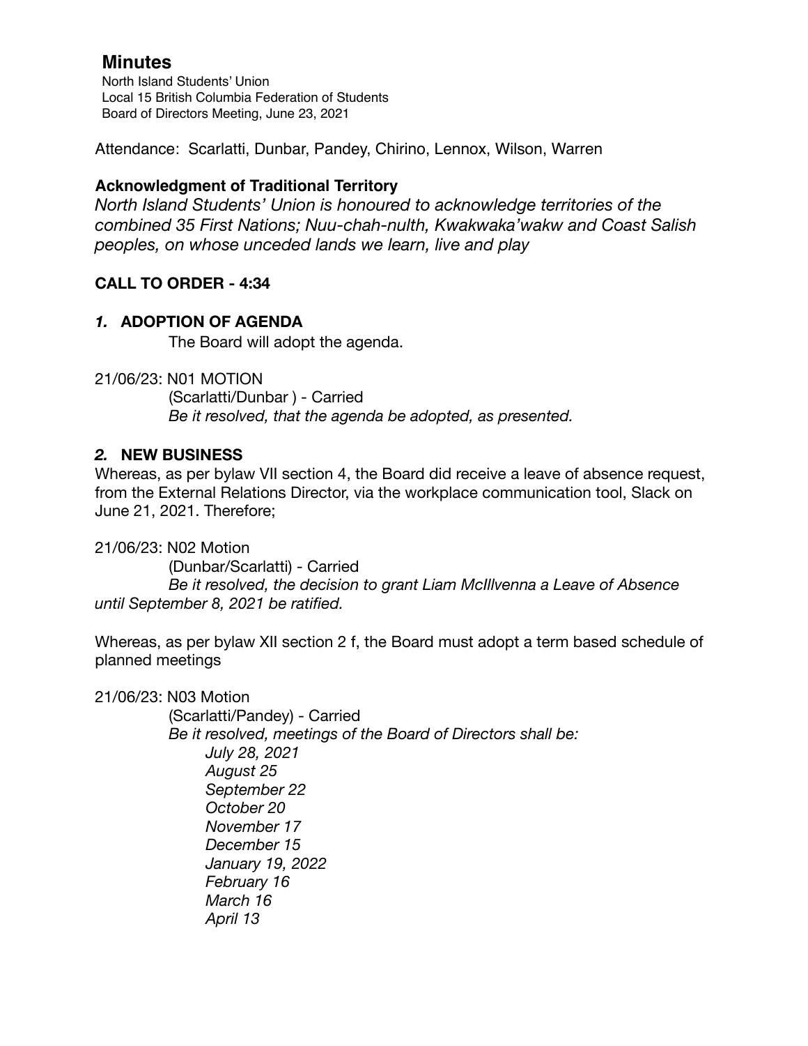# Minutes

North Island Students' Union
Local 15 British Columbia Federation of Students
Board of Directors Meeting, June 23, 2021

Attendance: Scarlatti, Dunbar, Pandey, Chirino, Lennox, Wilson, Warren

**Acknowledgment of Traditional Territory**

*North Island Students' Union is honoured to acknowledge territories of the combined 35 First Nations; Nuu-chah-nulth, Kwakwaka'wakw and Coast Salish peoples, on whose unceded lands we learn, live and play*

**CALL TO ORDER - 4:34**

## *1.* ADOPTION OF AGENDA

The Board will adopt the agenda.

21/06/23: N01 MOTION

(Scarlatti/Dunbar ) - Carried

*Be it resolved, that the agenda be adopted, as presented.*

## *2.* NEW BUSINESS

Whereas, as per bylaw VII section 4, the Board did receive a leave of absence request, from the External Relations Director, via the workplace communication tool, Slack on June 21, 2021. Therefore;

21/06/23: N02 Motion

(Dunbar/Scarlatti) - Carried

*Be it resolved, the decision to grant Liam McIllvenna a Leave of Absence until September 8, 2021 be ratified.*

Whereas, as per bylaw XII section 2 f, the Board must adopt a term based schedule of planned meetings

21/06/23: N03 Motion

(Scarlatti/Pandey) - Carried

*Be it resolved, meetings of the Board of Directors shall be:*

*July 28, 2021*
*August 25*
*September 22*
*October 20*
*November 17*
*December 15*
*January 19, 2022*
*February 16*
*March 16*
*April 13*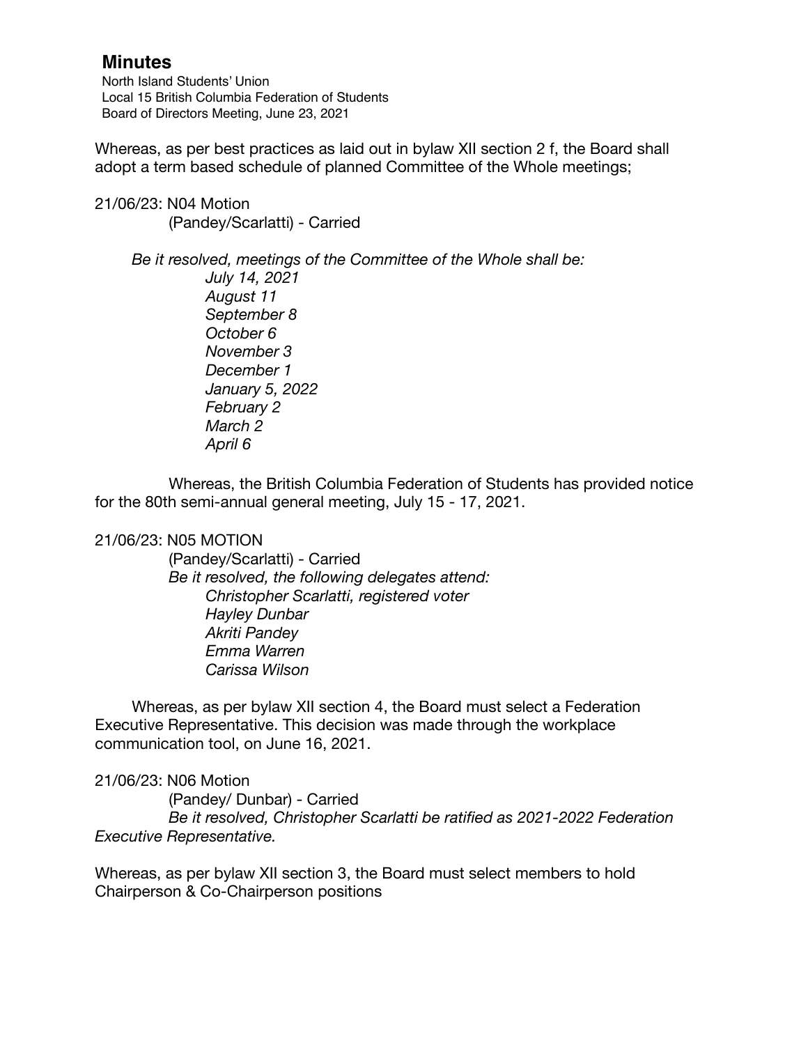## Minutes

North Island Students' Union
Local 15 British Columbia Federation of Students
Board of Directors Meeting, June 23, 2021

Whereas, as per best practices as laid out in bylaw XII section 2 f, the Board shall adopt a term based schedule of planned Committee of the Whole meetings;

21/06/23: N04 Motion
(Pandey/Scarlatti) - Carried

*Be it resolved, meetings of the Committee of the Whole shall be:*
*July 14, 2021*
*August 11*
*September 8*
*October 6*
*November 3*
*December 1*
*January 5, 2022*
*February 2*
*March 2*
*April 6*

Whereas, the British Columbia Federation of Students has provided notice for the 80th semi-annual general meeting, July 15 - 17, 2021.

21/06/23: N05 MOTION
(Pandey/Scarlatti) - Carried
*Be it resolved, the following delegates attend:*
*Christopher Scarlatti, registered voter*
*Hayley Dunbar*
*Akriti Pandey*
*Emma Warren*
*Carissa Wilson*

Whereas, as per bylaw XII section 4, the Board must select a Federation Executive Representative. This decision was made through the workplace communication tool, on June 16, 2021.

21/06/23: N06 Motion
(Pandey/ Dunbar) - Carried
*Be it resolved, Christopher Scarlatti be ratified as 2021-2022 Federation Executive Representative.*

Whereas, as per bylaw XII section 3, the Board must select members to hold Chairperson & Co-Chairperson positions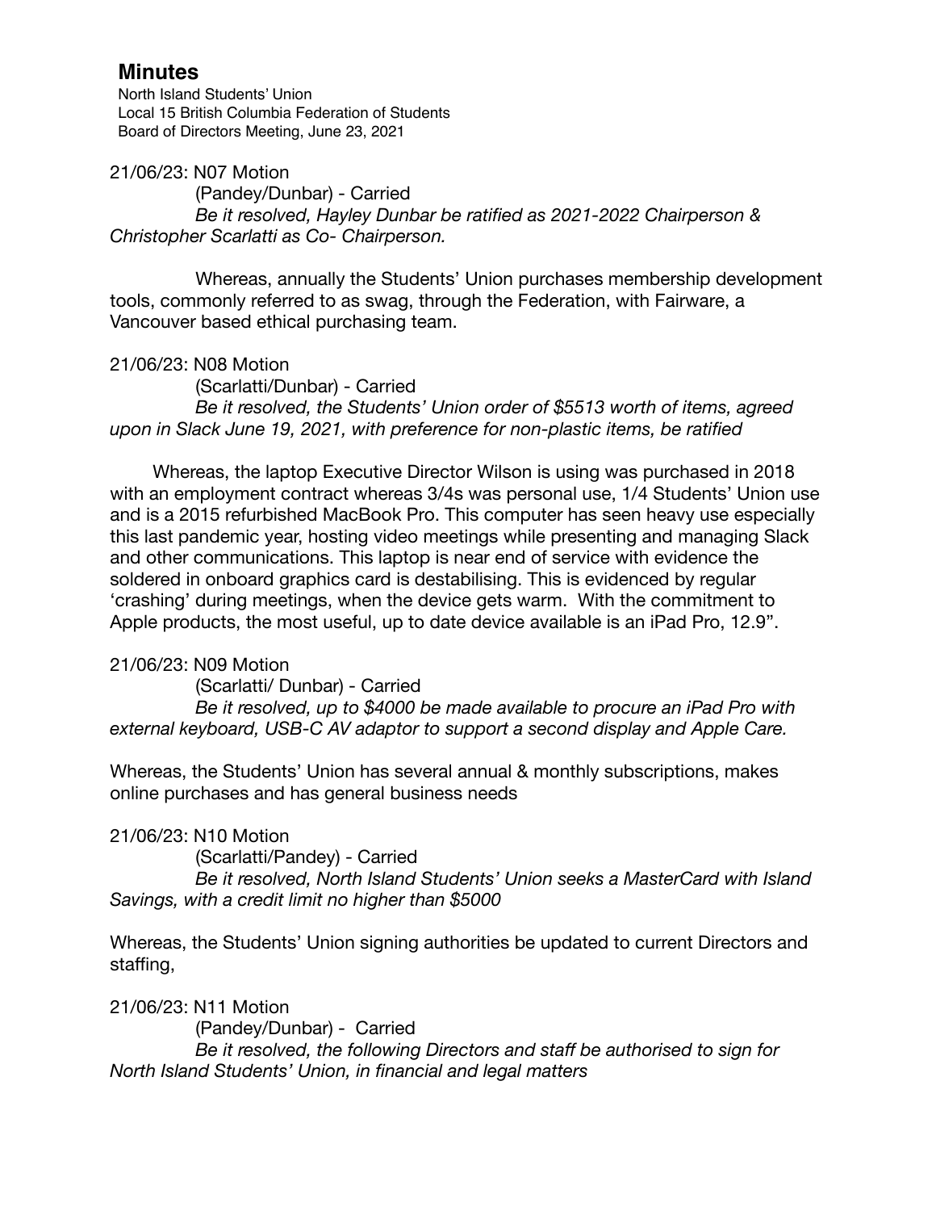## Minutes

North Island Students' Union
Local 15 British Columbia Federation of Students
Board of Directors Meeting, June 23, 2021

21/06/23: N07 Motion

(Pandey/Dunbar) - Carried

*Be it resolved, Hayley Dunbar be ratified as 2021-2022 Chairperson & Christopher Scarlatti as Co- Chairperson.*

Whereas, annually the Students' Union purchases membership development tools, commonly referred to as swag, through the Federation, with Fairware, a Vancouver based ethical purchasing team.

21/06/23: N08 Motion

(Scarlatti/Dunbar) - Carried

*Be it resolved, the Students' Union order of $5513 worth of items, agreed upon in Slack June 19, 2021, with preference for non-plastic items, be ratified*

Whereas, the laptop Executive Director Wilson is using was purchased in 2018 with an employment contract whereas 3/4s was personal use, 1/4 Students' Union use and is a 2015 refurbished MacBook Pro. This computer has seen heavy use especially this last pandemic year, hosting video meetings while presenting and managing Slack and other communications. This laptop is near end of service with evidence the soldered in onboard graphics card is destabilising. This is evidenced by regular 'crashing' during meetings, when the device gets warm. With the commitment to Apple products, the most useful, up to date device available is an iPad Pro, 12.9".

21/06/23: N09 Motion

(Scarlatti/ Dunbar) - Carried

*Be it resolved, up to $4000 be made available to procure an iPad Pro with external keyboard, USB-C AV adaptor to support a second display and Apple Care.*

Whereas, the Students' Union has several annual & monthly subscriptions, makes online purchases and has general business needs

21/06/23: N10 Motion

(Scarlatti/Pandey) - Carried

*Be it resolved, North Island Students' Union seeks a MasterCard with Island Savings, with a credit limit no higher than $5000*

Whereas, the Students' Union signing authorities be updated to current Directors and staffing,

21/06/23: N11 Motion

(Pandey/Dunbar) - Carried

*Be it resolved, the following Directors and staff be authorised to sign for North Island Students' Union, in financial and legal matters*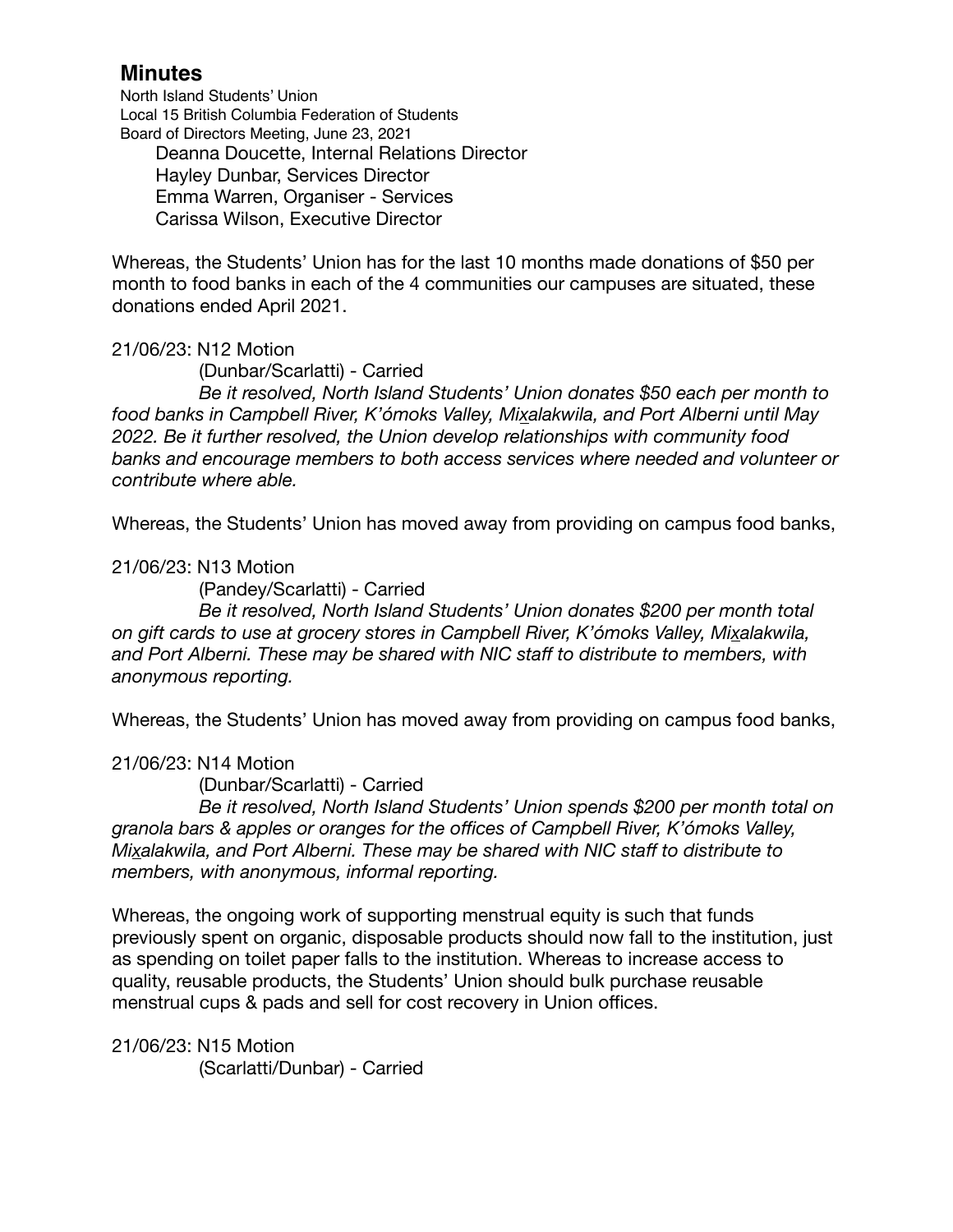## Minutes

North Island Students' Union
Local 15 British Columbia Federation of Students
Board of Directors Meeting, June 23, 2021

Deanna Doucette, Internal Relations Director
Hayley Dunbar, Services Director
Emma Warren, Organiser - Services
Carissa Wilson, Executive Director

Whereas, the Students' Union has for the last 10 months made donations of $50 per month to food banks in each of the 4 communities our campuses are situated, these donations ended April 2021.

21/06/23: N12 Motion
(Dunbar/Scarlatti) - Carried
*Be it resolved, North Island Students' Union donates $50 each per month to food banks in Campbell River, K'ómoks Valley, Mix̱alakwila, and Port Alberni until May 2022. Be it further resolved, the Union develop relationships with community food banks and encourage members to both access services where needed and volunteer or contribute where able.*

Whereas, the Students' Union has moved away from providing on campus food banks,

21/06/23: N13 Motion
(Pandey/Scarlatti) - Carried
*Be it resolved, North Island Students' Union donates $200 per month total on gift cards to use at grocery stores in Campbell River, K'ómoks Valley, Mix̱alakwila, and Port Alberni. These may be shared with NIC staff to distribute to members, with anonymous reporting.*

Whereas, the Students' Union has moved away from providing on campus food banks,

21/06/23: N14 Motion
(Dunbar/Scarlatti) - Carried
*Be it resolved, North Island Students' Union spends $200 per month total on granola bars & apples or oranges for the offices of Campbell River, K'ómoks Valley, Mix̱alakwila, and Port Alberni. These may be shared with NIC staff to distribute to members, with anonymous, informal reporting.*

Whereas, the ongoing work of supporting menstrual equity is such that funds previously spent on organic, disposable products should now fall to the institution, just as spending on toilet paper falls to the institution. Whereas to increase access to quality, reusable products, the Students' Union should bulk purchase reusable menstrual cups & pads and sell for cost recovery in Union offices.

21/06/23: N15 Motion
(Scarlatti/Dunbar) - Carried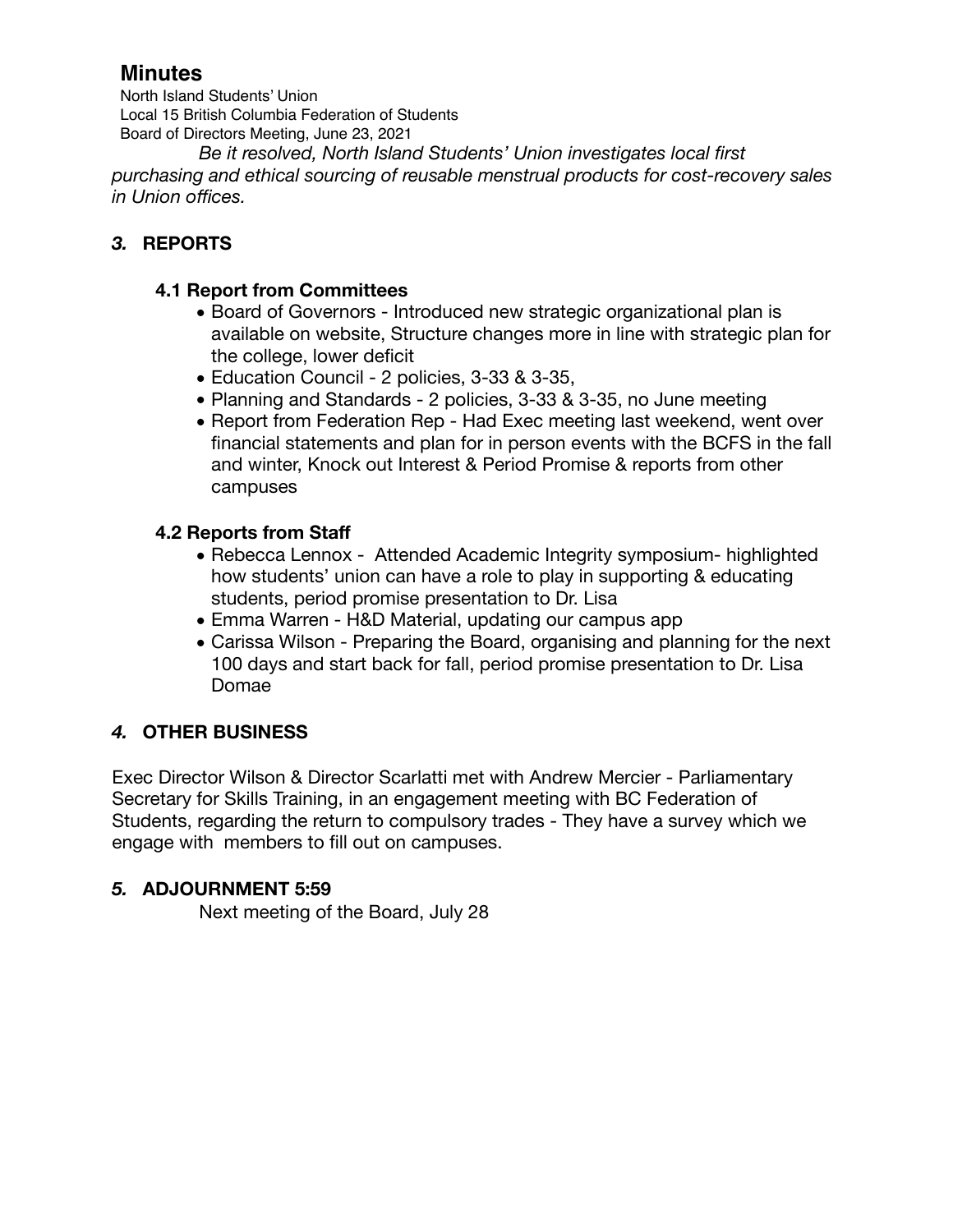# Minutes

North Island Students' Union
Local 15 British Columbia Federation of Students
Board of Directors Meeting, June 23, 2021

*Be it resolved, North Island Students' Union investigates local first purchasing and ethical sourcing of reusable menstrual products for cost-recovery sales in Union offices.*

## *3.* REPORTS

### 4.1 Report from Committees

- Board of Governors - Introduced new strategic organizational plan is available on website, Structure changes more in line with strategic plan for the college, lower deficit
- Education Council - 2 policies, 3-33 & 3-35,
- Planning and Standards - 2 policies, 3-33 & 3-35, no June meeting
- Report from Federation Rep - Had Exec meeting last weekend, went over financial statements and plan for in person events with the BCFS in the fall and winter, Knock out Interest & Period Promise & reports from other campuses

### 4.2 Reports from Staff

- Rebecca Lennox - Attended Academic Integrity symposium- highlighted how students' union can have a role to play in supporting & educating students, period promise presentation to Dr. Lisa
- Emma Warren - H&D Material, updating our campus app
- Carissa Wilson - Preparing the Board, organising and planning for the next 100 days and start back for fall, period promise presentation to Dr. Lisa Domae

## *4.* OTHER BUSINESS

Exec Director Wilson & Director Scarlatti met with Andrew Mercier - Parliamentary Secretary for Skills Training, in an engagement meeting with BC Federation of Students, regarding the return to compulsory trades - They have a survey which we engage with members to fill out on campuses.

## *5.* ADJOURNMENT 5:59

Next meeting of the Board, July 28